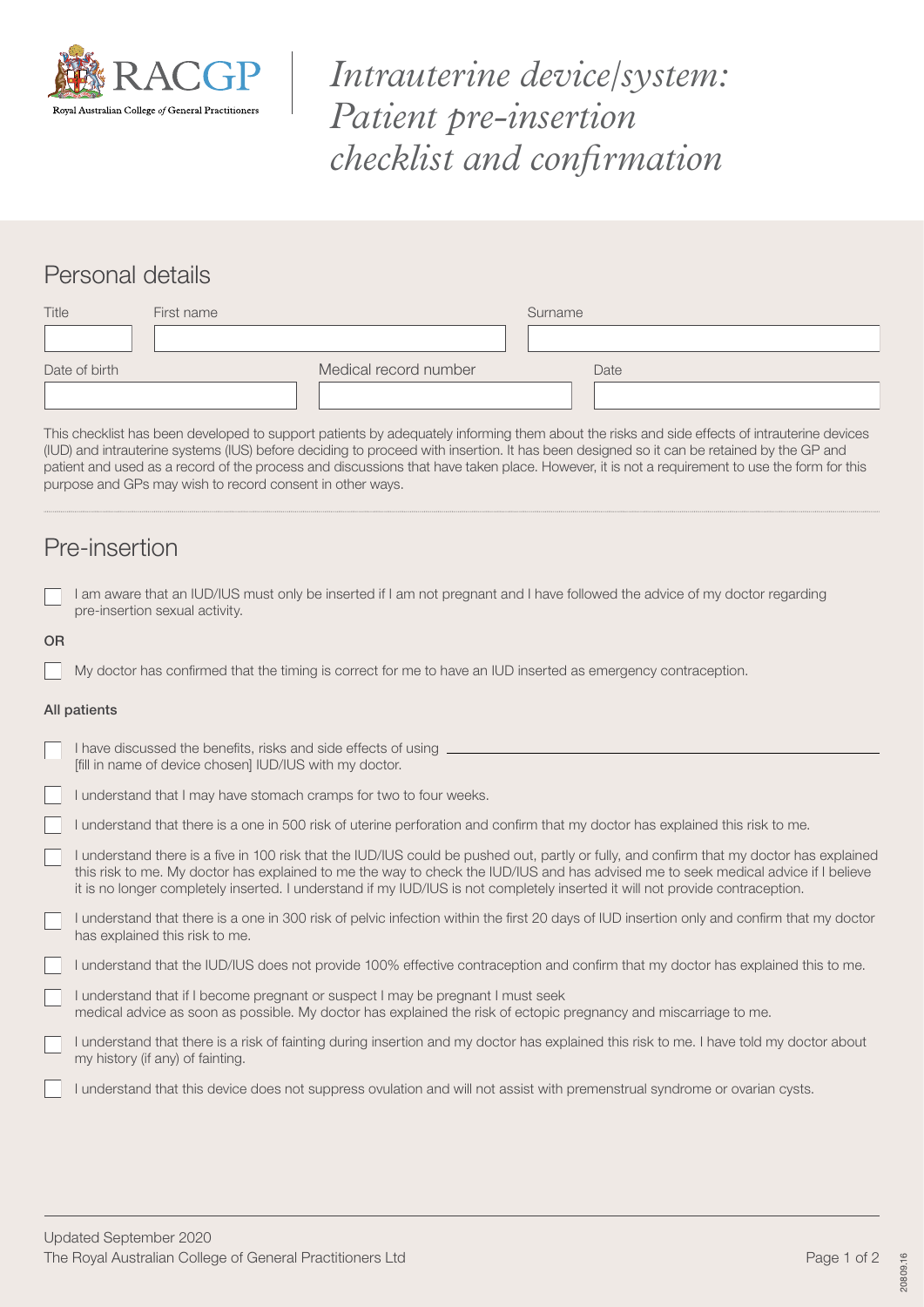# *Intrauterine device/system: Patient pre-insertion checklist and confirmation*

## Personal details

| Title | First name | Surname |
|---|---|---|
| | | |

| Date of birth | Medical record number | Date |
|---|---|---|
| | | |

This checklist has been developed to support patients by adequately informing them about the risks and side effects of intrauterine devices (IUD) and intrauterine systems (IUS) before deciding to proceed with insertion. It has been designed so it can be retained by the GP and patient and used as a record of the process and discussions that have taken place. However, it is not a requirement to use the form for this purpose and GPs may wish to record consent in other ways.

## Pre-insertion

- [ ] I am aware that an IUD/IUS must only be inserted if I am not pregnant and I have followed the advice of my doctor regarding pre-insertion sexual activity.

**OR**

- [ ] My doctor has confirmed that the timing is correct for me to have an IUD inserted as emergency contraception.

**All patients**

- [ ] I have discussed the benefits, risks and side effects of using ______________________ [fill in name of device chosen] IUD/IUS with my doctor.
- [ ] I understand that I may have stomach cramps for two to four weeks.
- [ ] I understand that there is a one in 500 risk of uterine perforation and confirm that my doctor has explained this risk to me.
- [ ] I understand there is a five in 100 risk that the IUD/IUS could be pushed out, partly or fully, and confirm that my doctor has explained this risk to me. My doctor has explained to me the way to check the IUD/IUS and has advised me to seek medical advice if I believe it is no longer completely inserted. I understand if my IUD/IUS is not completely inserted it will not provide contraception.
- [ ] I understand that there is a one in 300 risk of pelvic infection within the first 20 days of IUD insertion only and confirm that my doctor has explained this risk to me.
- [ ] I understand that the IUD/IUS does not provide 100% effective contraception and confirm that my doctor has explained this to me.
- [ ] I understand that if I become pregnant or suspect I may be pregnant I must seek medical advice as soon as possible. My doctor has explained the risk of ectopic pregnancy and miscarriage to me.
- [ ] I understand that there is a risk of fainting during insertion and my doctor has explained this risk to me. I have told my doctor about my history (if any) of fainting.
- [ ] I understand that this device does not suppress ovulation and will not assist with premenstrual syndrome or ovarian cysts.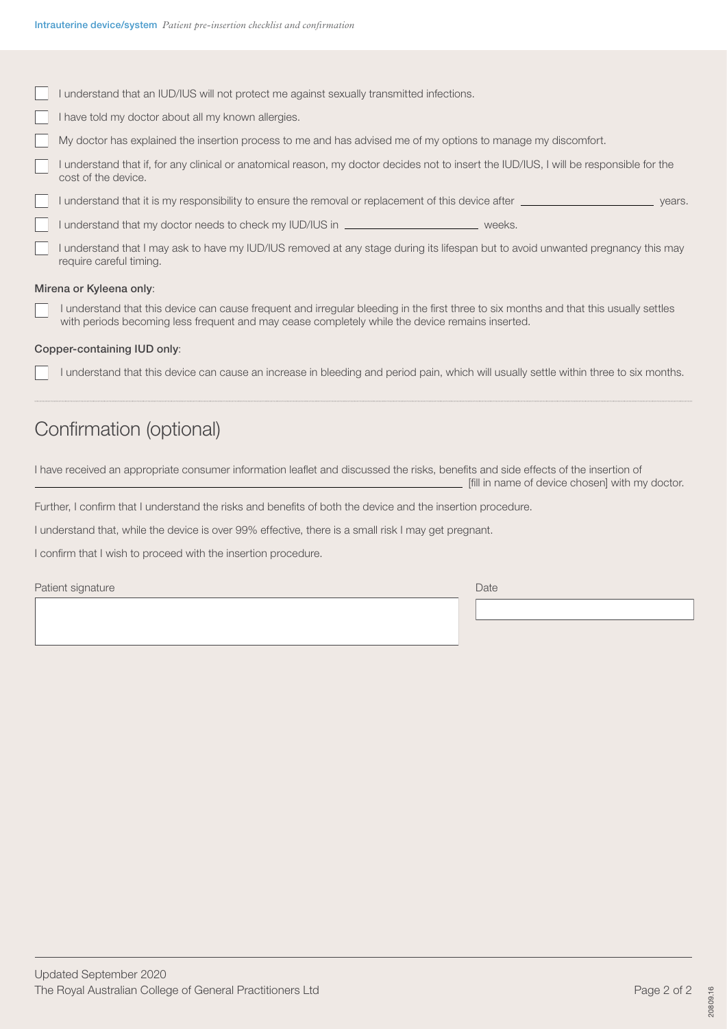- [ ] I understand that an IUD/IUS will not protect me against sexually transmitted infections.
- [ ] I have told my doctor about all my known allergies.
- [ ] My doctor has explained the insertion process to me and has advised me of my options to manage my discomfort.
- [ ] I understand that if, for any clinical or anatomical reason, my doctor decides not to insert the IUD/IUS, I will be responsible for the cost of the device.
- [ ] I understand that it is my responsibility to ensure the removal or replacement of this device after ______________________ years.
- [ ] I understand that my doctor needs to check my IUD/IUS in ______________________ weeks.
- [ ] I understand that I may ask to have my IUD/IUS removed at any stage during its lifespan but to avoid unwanted pregnancy this may require careful timing.

**Mirena or Kyleena only**:

- [ ] I understand that this device can cause frequent and irregular bleeding in the first three to six months and that this usually settles with periods becoming less frequent and may cease completely while the device remains inserted.

**Copper-containing IUD only**:

- [ ] I understand that this device can cause an increase in bleeding and period pain, which will usually settle within three to six months.

## Confirmation (optional)

I have received an appropriate consumer information leaflet and discussed the risks, benefits and side effects of the insertion of ______________________________________________ [fill in name of device chosen] with my doctor.

Further, I confirm that I understand the risks and benefits of both the device and the insertion procedure.

I understand that, while the device is over 99% effective, there is a small risk I may get pregnant.

I confirm that I wish to proceed with the insertion procedure.

Patient signature

Date

Updated September 2020
The Royal Australian College of General Practitioners Ltd